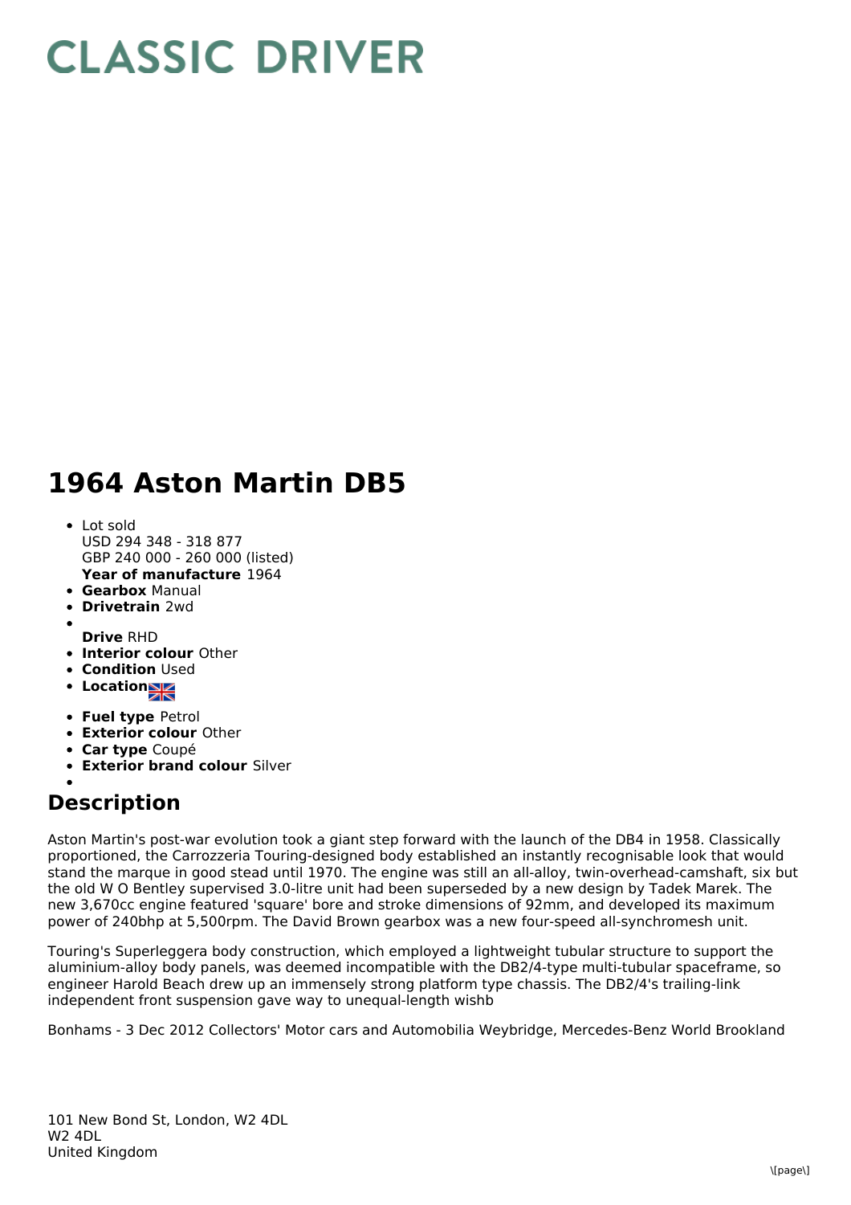# CLASSIC DRIVER

# 1964 Aston Martin DB5

- Lot sold
  USD 294 348 - 318 877
  GBP 240 000 - 260 000 (listed)
  **Year of manufacture** 1964
- **Gearbox** Manual
- **Drivetrain** 2wd
- **Drive** RHD
- **Interior colour** Other
- **Condition** Used
- **Location**
- **Fuel type** Petrol
- **Exterior colour** Other
- **Car type** Coupé
- **Exterior brand colour** Silver

## Description

Aston Martin's post-war evolution took a giant step forward with the launch of the DB4 in 1958. Classically proportioned, the Carrozzeria Touring-designed body established an instantly recognisable look that would stand the marque in good stead until 1970. The engine was still an all-alloy, twin-overhead-camshaft, six but the old W O Bentley supervised 3.0-litre unit had been superseded by a new design by Tadek Marek. The new 3,670cc engine featured 'square' bore and stroke dimensions of 92mm, and developed its maximum power of 240bhp at 5,500rpm. The David Brown gearbox was a new four-speed all-synchromesh unit.

Touring's Superleggera body construction, which employed a lightweight tubular structure to support the aluminium-alloy body panels, was deemed incompatible with the DB2/4-type multi-tubular spaceframe, so engineer Harold Beach drew up an immensely strong platform type chassis. The DB2/4's trailing-link independent front suspension gave way to unequal-length wishb

Bonhams - 3 Dec 2012 Collectors' Motor cars and Automobilia Weybridge, Mercedes-Benz World Brookland

101 New Bond St, London, W2 4DL
W2 4DL
United Kingdom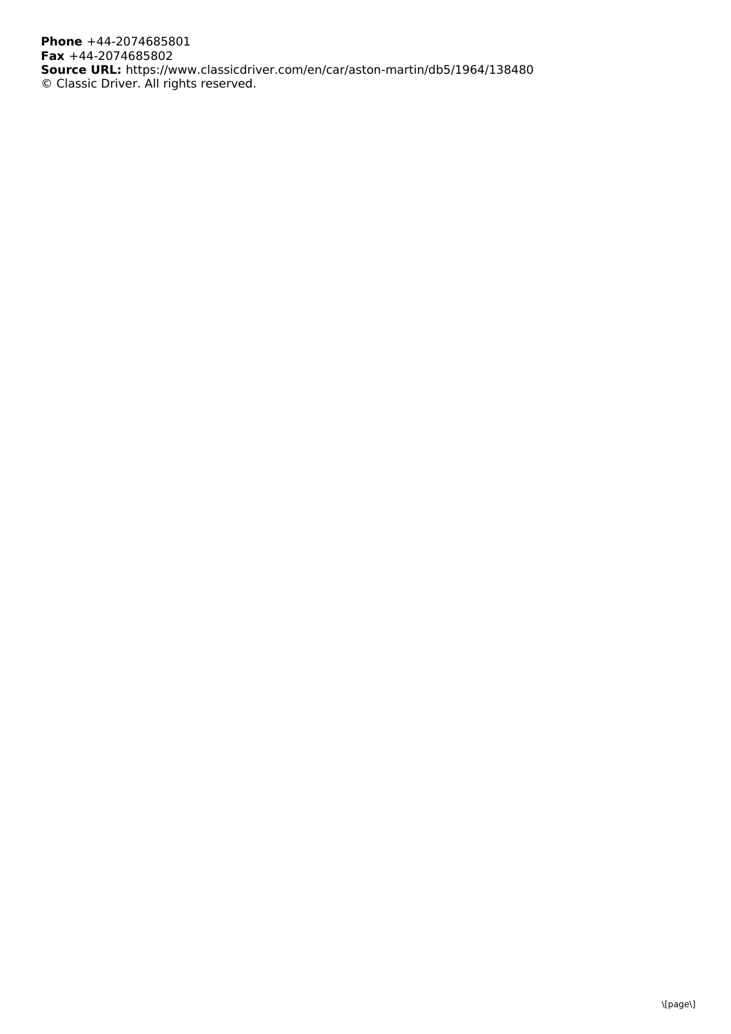**Phone** +44-2074685801
**Fax** +44-2074685802
**Source URL:** https://www.classicdriver.com/en/car/aston-martin/db5/1964/138480
© Classic Driver. All rights reserved.